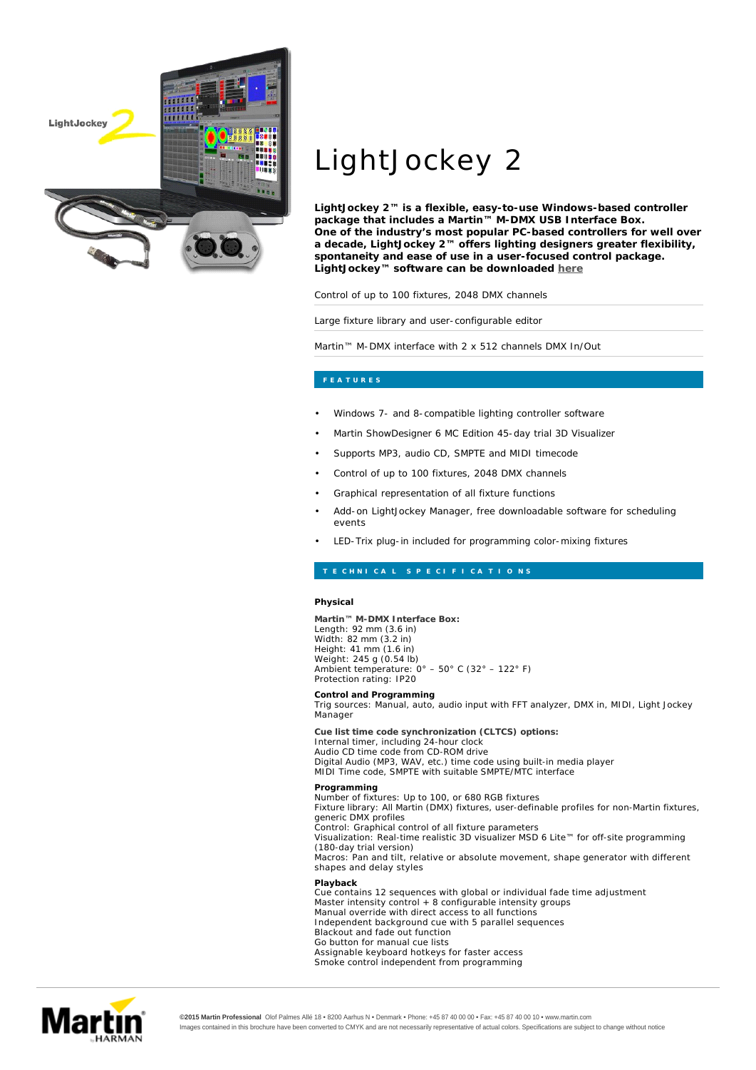# LightJockey 2

**LightJockey 2™ is a flexible, easy-to-use Windows-based controller package that includes a Martin™ M-DMX USB Interface Box. One of the industry's most popular PC-based controllers for well over a decade, LightJockey 2™ offers lighting designers greater flexibility, spontaneity and ease of use in a user-focused control package. LightJockey™ software can be downloaded here**

Control of up to 100 fixtures, 2048 DMX channels

Large fixture library and user-configurable editor

Martin™ M-DMX interface with 2 x 512 channels DMX In/Out

## FEATURES

- Windows 7- and 8-compatible lighting controller software
- Martin ShowDesigner 6 MC Edition 45-day trial 3D Visualizer
- Supports MP3, audio CD, SMPTE and MIDI timecode
- Control of up to 100 fixtures, 2048 DMX channels
- Graphical representation of all fixture functions
- Add-on LightJockey Manager, free downloadable software for scheduling events
- LED-Trix plug-in included for programming color-mixing fixtures

## TECHNICAL SPECIFICATIONS

### Physical

**Martin™ M-DMX Interface Box:**
Length: 92 mm (3.6 in)
Width: 82 mm (3.2 in)
Height: 41 mm (1.6 in)
Weight: 245 g (0.54 lb)
Ambient temperature: 0° – 50° C (32° – 122° F)
Protection rating: IP20

**Control and Programming**
Trig sources: Manual, auto, audio input with FFT analyzer, DMX in, MIDI, Light Jockey Manager

**Cue list time code synchronization (CLTCS) options:**
Internal timer, including 24-hour clock
Audio CD time code from CD-ROM drive
Digital Audio (MP3, WAV, etc.) time code using built-in media player
MIDI Time code, SMPTE with suitable SMPTE/MTC interface

**Programming**
Number of fixtures: Up to 100, or 680 RGB fixtures
Fixture library: All Martin (DMX) fixtures, user-definable profiles for non-Martin fixtures, generic DMX profiles
Control: Graphical control of all fixture parameters
Visualization: Real-time realistic 3D visualizer MSD 6 Lite™ for off-site programming (180-day trial version)
Macros: Pan and tilt, relative or absolute movement, shape generator with different shapes and delay styles

**Playback**
Cue contains 12 sequences with global or individual fade time adjustment
Master intensity control + 8 configurable intensity groups
Manual override with direct access to all functions
Independent background cue with 5 parallel sequences
Blackout and fade out function
Go button for manual cue lists
Assignable keyboard hotkeys for faster access
Smoke control independent from programming

**©2015 Martin Professional** Olof Palmes Allé 18 • 8200 Aarhus N • Denmark • Phone: +45 87 40 00 00 • Fax: +45 87 40 00 10 • www.martin.com
Images contained in this brochure have been converted to CMYK and are not necessarily representative of actual colors. Specifications are subject to change without notice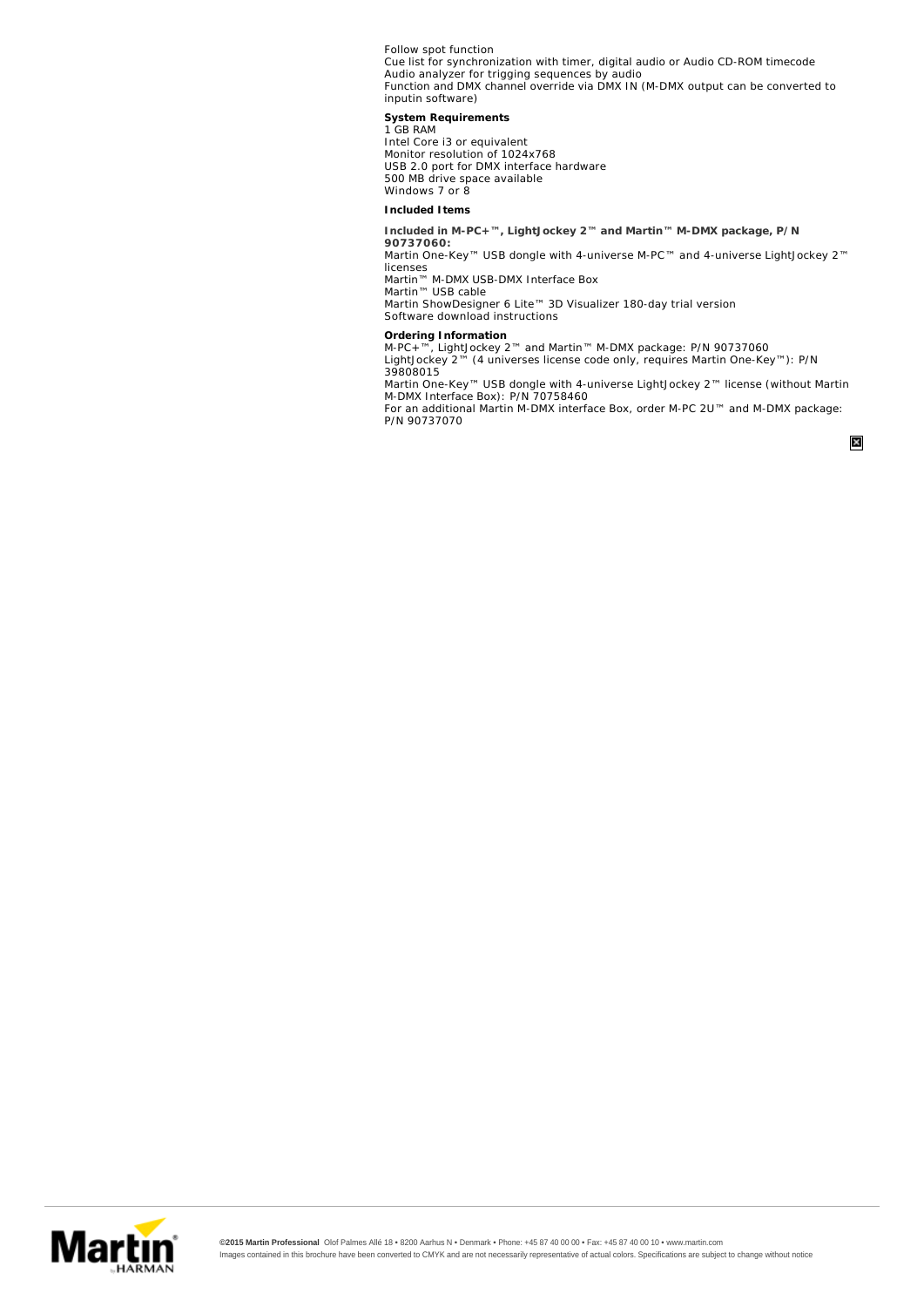Follow spot function
Cue list for synchronization with timer, digital audio or Audio CD-ROM timecode
Audio analyzer for trigging sequences by audio
Function and DMX channel override via DMX IN (M-DMX output can be converted to inputin software)

**System Requirements**

1 GB RAM
Intel Core i3 or equivalent
Monitor resolution of 1024x768
USB 2.0 port for DMX interface hardware
500 MB drive space available
Windows 7 or 8

**Included Items**

**Included in M-PC+™, LightJockey 2™ and Martin™ M-DMX package, P/N 90737060:**

Martin One-Key™ USB dongle with 4-universe M-PC™ and 4-universe LightJockey 2™ licenses
Martin™ M-DMX USB-DMX Interface Box
Martin™ USB cable
Martin ShowDesigner 6 Lite™ 3D Visualizer 180-day trial version
Software download instructions

**Ordering Information**

M-PC+™, LightJockey 2™ and Martin™ M-DMX package: P/N 90737060
LightJockey 2™ (4 universes license code only, requires Martin One-Key™): P/N 39808015
Martin One-Key™ USB dongle with 4-universe LightJockey 2™ license (without Martin M-DMX Interface Box): P/N 70758460
For an additional Martin M-DMX interface Box, order M-PC 2U™ and M-DMX package: P/N 90737070

**©2015 Martin Professional** Olof Palmes Allé 18 • 8200 Aarhus N • Denmark • Phone: +45 87 40 00 00 • Fax: +45 87 40 00 10 • www.martin.com
Images contained in this brochure have been converted to CMYK and are not necessarily representative of actual colors. Specifications are subject to change without notice